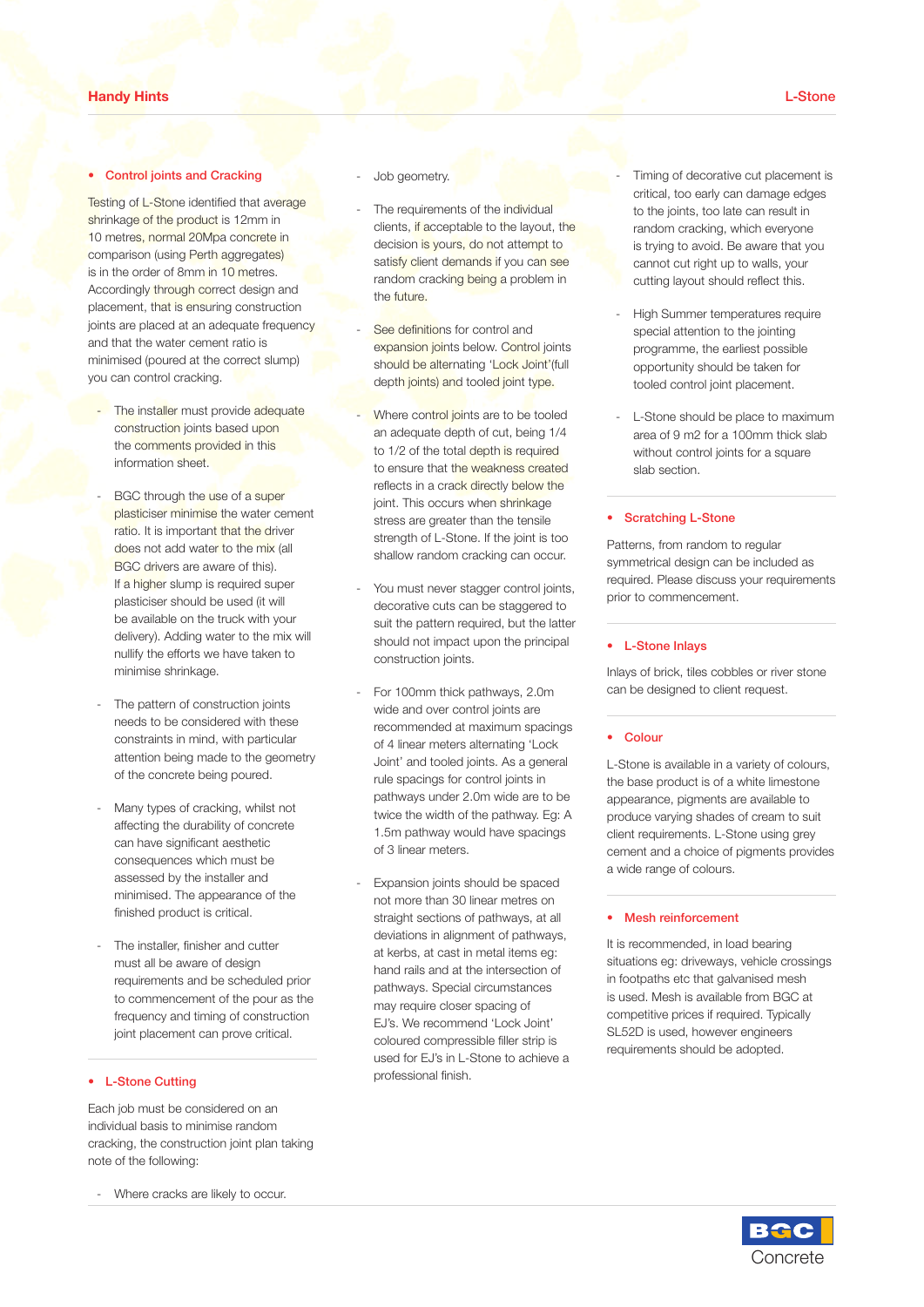## Control joints and Cracking

Testing of L-Stone identified that average shrinkage of the product is 12mm in 10 metres, normal 20Mpa concrete in comparison (using Perth aggregates) is in the order of 8mm in 10 metres. Accordingly through correct design and placement, that is ensuring construction joints are placed at an adequate frequency and that the water cement ratio is minimised (poured at the correct slump) you can control cracking.

- The installer must provide adequate construction joints based upon the comments provided in this information sheet.
- BGC through the use of a super plasticiser minimise the water cement ratio. It is important that the driver does not add water to the mix (all BGC drivers are aware of this). If a higher slump is required super plasticiser should be used (it will be available on the truck with your delivery). Adding water to the mix will nullify the efforts we have taken to minimise shrinkage.
- The pattern of construction joints needs to be considered with these constraints in mind, with particular attention being made to the geometry of the concrete being poured.
- Many types of cracking, whilst not affecting the durability of concrete can have significant aesthetic consequences which must be assessed by the installer and minimised. The appearance of the finished product is critical.
- The installer, finisher and cutter must all be aware of design requirements and be scheduled prior to commencement of the pour as the frequency and timing of construction joint placement can prove critical.

## L-Stone Cutting

Each job must be considered on an individual basis to minimise random cracking, the construction joint plan taking note of the following:

- Where cracks are likely to occur.
- Job geometry.
- The requirements of the individual clients, if acceptable to the layout, the decision is yours, do not attempt to satisfy client demands if you can see random cracking being a problem in the future.
- See definitions for control and expansion joints below. Control joints should be alternating 'Lock Joint'(full depth joints) and tooled joint type.
- Where control joints are to be tooled an adequate depth of cut, being 1/4 to 1/2 of the total depth is required to ensure that the weakness created reflects in a crack directly below the joint. This occurs when shrinkage stress are greater than the tensile strength of L-Stone. If the joint is too shallow random cracking can occur.
- You must never stagger control joints, decorative cuts can be staggered to suit the pattern required, but the latter should not impact upon the principal construction joints.
- For 100mm thick pathways, 2.0m wide and over control joints are recommended at maximum spacings of 4 linear meters alternating 'Lock Joint' and tooled joints. As a general rule spacings for control joints in pathways under 2.0m wide are to be twice the width of the pathway. Eg: A 1.5m pathway would have spacings of 3 linear meters.
- Expansion joints should be spaced not more than 30 linear metres on straight sections of pathways, at all deviations in alignment of pathways, at kerbs, at cast in metal items eg: hand rails and at the intersection of pathways. Special circumstances may require closer spacing of EJ's. We recommend 'Lock Joint' coloured compressible filler strip is used for EJ's in L-Stone to achieve a professional finish.
- Timing of decorative cut placement is critical, too early can damage edges to the joints, too late can result in random cracking, which everyone is trying to avoid. Be aware that you cannot cut right up to walls, your cutting layout should reflect this.
- High Summer temperatures require special attention to the jointing programme, the earliest possible opportunity should be taken for tooled control joint placement.
- L-Stone should be place to maximum area of 9 m2 for a 100mm thick slab without control joints for a square slab section.

## Scratching L-Stone

Patterns, from random to regular symmetrical design can be included as required. Please discuss your requirements prior to commencement.

## L-Stone Inlays

Inlays of brick, tiles cobbles or river stone can be designed to client request.

## Colour

L-Stone is available in a variety of colours, the base product is of a white limestone appearance, pigments are available to produce varying shades of cream to suit client requirements. L-Stone using grey cement and a choice of pigments provides a wide range of colours.

## Mesh reinforcement

It is recommended, in load bearing situations eg: driveways, vehicle crossings in footpaths etc that galvanised mesh is used. Mesh is available from BGC at competitive prices if required. Typically SL52D is used, however engineers requirements should be adopted.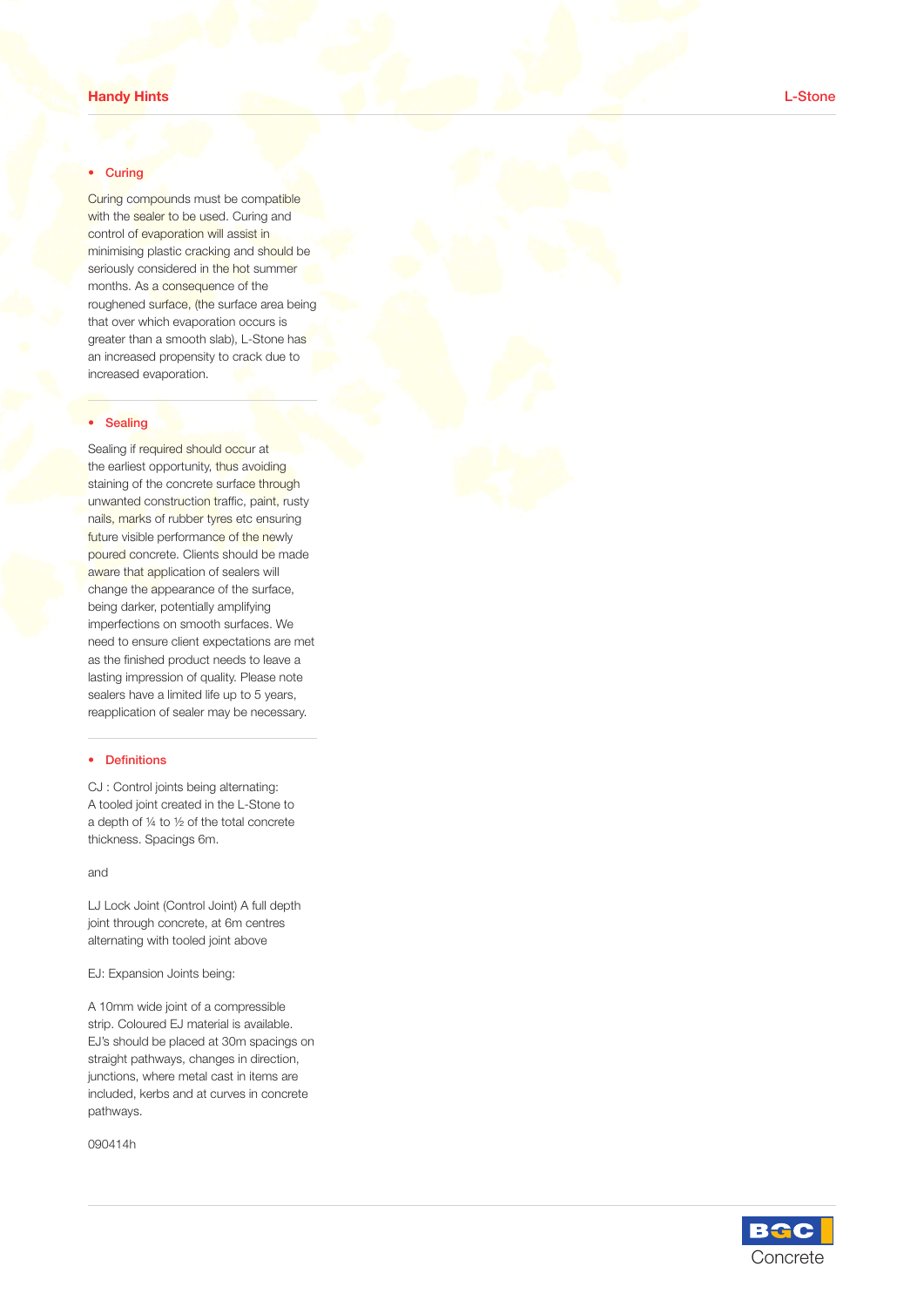- **Curing**

Curing compounds must be compatible with the sealer to be used. Curing and control of evaporation will assist in minimising plastic cracking and should be seriously considered in the hot summer months. As a consequence of the roughened surface, (the surface area being that over which evaporation occurs is greater than a smooth slab), L-Stone has an increased propensity to crack due to increased evaporation.

- **Sealing**

Sealing if required should occur at the earliest opportunity, thus avoiding staining of the concrete surface through unwanted construction traffic, paint, rusty nails, marks of rubber tyres etc ensuring future visible performance of the newly poured concrete. Clients should be made aware that application of sealers will change the appearance of the surface, being darker, potentially amplifying imperfections on smooth surfaces. We need to ensure client expectations are met as the finished product needs to leave a lasting impression of quality. Please note sealers have a limited life up to 5 years, reapplication of sealer may be necessary.

- **Definitions**

CJ : Control joints being alternating: A tooled joint created in the L-Stone to a depth of ¼ to ½ of the total concrete thickness. Spacings 6m.

and

LJ Lock Joint (Control Joint) A full depth joint through concrete, at 6m centres alternating with tooled joint above

EJ: Expansion Joints being:

A 10mm wide joint of a compressible strip. Coloured EJ material is available. EJ's should be placed at 30m spacings on straight pathways, changes in direction, junctions, where metal cast in items are included, kerbs and at curves in concrete pathways.

090414h